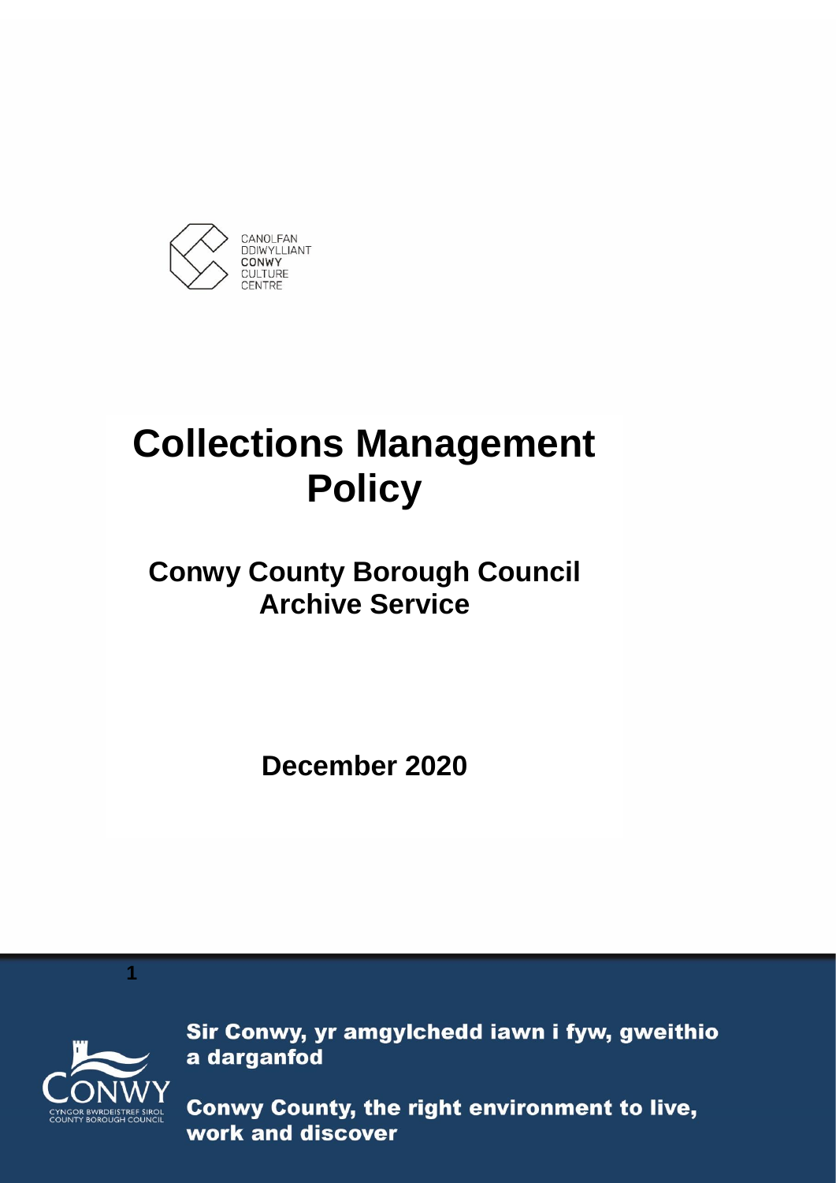CANOLFAN DDIWYLLIANT CONWY CULTURE CENTRE

# Collections Management Policy

## Conwy County Borough Council Archive Service

**December 2020**

Sir Conwy, yr amgylchedd iawn i fyw, gweithio a darganfod

Conwy County, the right environment to live, work and discover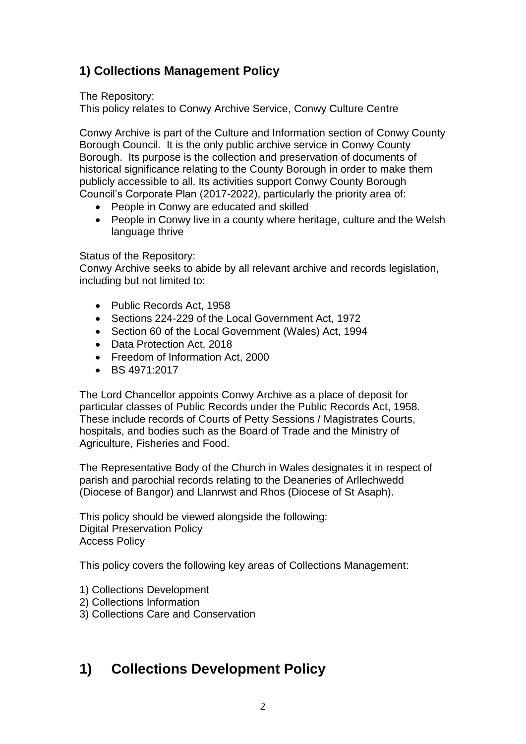## 1) Collections Management Policy

The Repository:
This policy relates to Conwy Archive Service, Conwy Culture Centre

Conwy Archive is part of the Culture and Information section of Conwy County Borough Council. It is the only public archive service in Conwy County Borough. Its purpose is the collection and preservation of documents of historical significance relating to the County Borough in order to make them publicly accessible to all. Its activities support Conwy County Borough Council's Corporate Plan (2017-2022), particularly the priority area of:

- People in Conwy are educated and skilled
- People in Conwy live in a county where heritage, culture and the Welsh language thrive

Status of the Repository:
Conwy Archive seeks to abide by all relevant archive and records legislation, including but not limited to:

- Public Records Act, 1958
- Sections 224-229 of the Local Government Act, 1972
- Section 60 of the Local Government (Wales) Act, 1994
- Data Protection Act, 2018
- Freedom of Information Act, 2000
- BS 4971:2017

The Lord Chancellor appoints Conwy Archive as a place of deposit for particular classes of Public Records under the Public Records Act, 1958. These include records of Courts of Petty Sessions / Magistrates Courts, hospitals, and bodies such as the Board of Trade and the Ministry of Agriculture, Fisheries and Food.

The Representative Body of the Church in Wales designates it in respect of parish and parochial records relating to the Deaneries of Arllechwedd (Diocese of Bangor) and Llanrwst and Rhos (Diocese of St Asaph).

This policy should be viewed alongside the following:
Digital Preservation Policy
Access Policy

This policy covers the following key areas of Collections Management:

1) Collections Development
2) Collections Information
3) Collections Care and Conservation

# 1) Collections Development Policy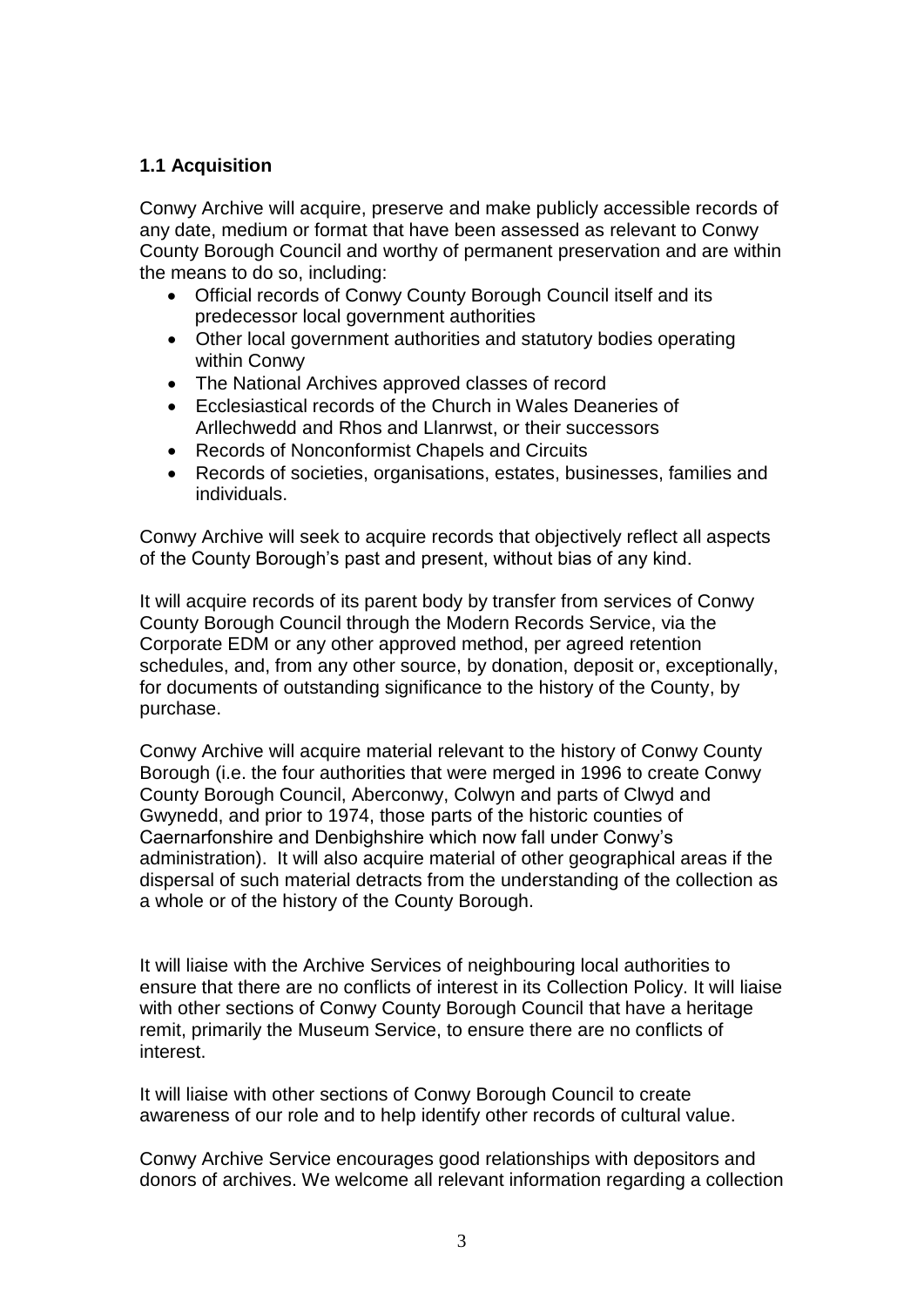### 1.1 Acquisition

Conwy Archive will acquire, preserve and make publicly accessible records of any date, medium or format that have been assessed as relevant to Conwy County Borough Council and worthy of permanent preservation and are within the means to do so, including:

- Official records of Conwy County Borough Council itself and its predecessor local government authorities
- Other local government authorities and statutory bodies operating within Conwy
- The National Archives approved classes of record
- Ecclesiastical records of the Church in Wales Deaneries of Arllechwedd and Rhos and Llanrwst, or their successors
- Records of Nonconformist Chapels and Circuits
- Records of societies, organisations, estates, businesses, families and individuals.

Conwy Archive will seek to acquire records that objectively reflect all aspects of the County Borough's past and present, without bias of any kind.

It will acquire records of its parent body by transfer from services of Conwy County Borough Council through the Modern Records Service, via the Corporate EDM or any other approved method, per agreed retention schedules, and, from any other source, by donation, deposit or, exceptionally, for documents of outstanding significance to the history of the County, by purchase.

Conwy Archive will acquire material relevant to the history of Conwy County Borough (i.e. the four authorities that were merged in 1996 to create Conwy County Borough Council, Aberconwy, Colwyn and parts of Clwyd and Gwynedd, and prior to 1974, those parts of the historic counties of Caernarfonshire and Denbighshire which now fall under Conwy's administration). It will also acquire material of other geographical areas if the dispersal of such material detracts from the understanding of the collection as a whole or of the history of the County Borough.

It will liaise with the Archive Services of neighbouring local authorities to ensure that there are no conflicts of interest in its Collection Policy. It will liaise with other sections of Conwy County Borough Council that have a heritage remit, primarily the Museum Service, to ensure there are no conflicts of interest.

It will liaise with other sections of Conwy Borough Council to create awareness of our role and to help identify other records of cultural value.

Conwy Archive Service encourages good relationships with depositors and donors of archives. We welcome all relevant information regarding a collection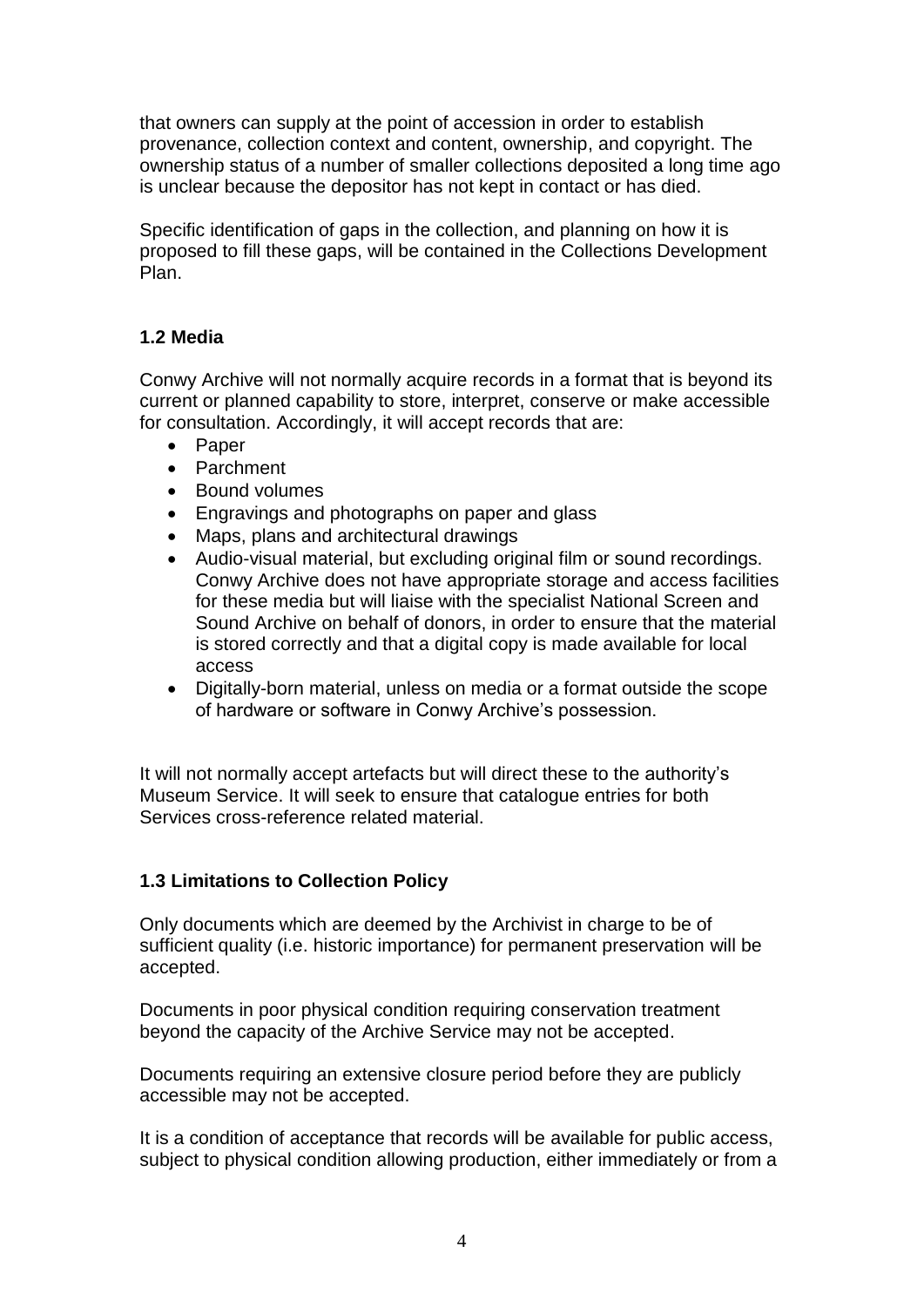that owners can supply at the point of accession in order to establish provenance, collection context and content, ownership, and copyright. The ownership status of a number of smaller collections deposited a long time ago is unclear because the depositor has not kept in contact or has died.

Specific identification of gaps in the collection, and planning on how it is proposed to fill these gaps, will be contained in the Collections Development Plan.

### 1.2 Media

Conwy Archive will not normally acquire records in a format that is beyond its current or planned capability to store, interpret, conserve or make accessible for consultation. Accordingly, it will accept records that are:

- Paper
- Parchment
- Bound volumes
- Engravings and photographs on paper and glass
- Maps, plans and architectural drawings
- Audio-visual material, but excluding original film or sound recordings. Conwy Archive does not have appropriate storage and access facilities for these media but will liaise with the specialist National Screen and Sound Archive on behalf of donors, in order to ensure that the material is stored correctly and that a digital copy is made available for local access
- Digitally-born material, unless on media or a format outside the scope of hardware or software in Conwy Archive's possession.

It will not normally accept artefacts but will direct these to the authority's Museum Service. It will seek to ensure that catalogue entries for both Services cross-reference related material.

### 1.3 Limitations to Collection Policy

Only documents which are deemed by the Archivist in charge to be of sufficient quality (i.e. historic importance) for permanent preservation will be accepted.

Documents in poor physical condition requiring conservation treatment beyond the capacity of the Archive Service may not be accepted.

Documents requiring an extensive closure period before they are publicly accessible may not be accepted.

It is a condition of acceptance that records will be available for public access, subject to physical condition allowing production, either immediately or from a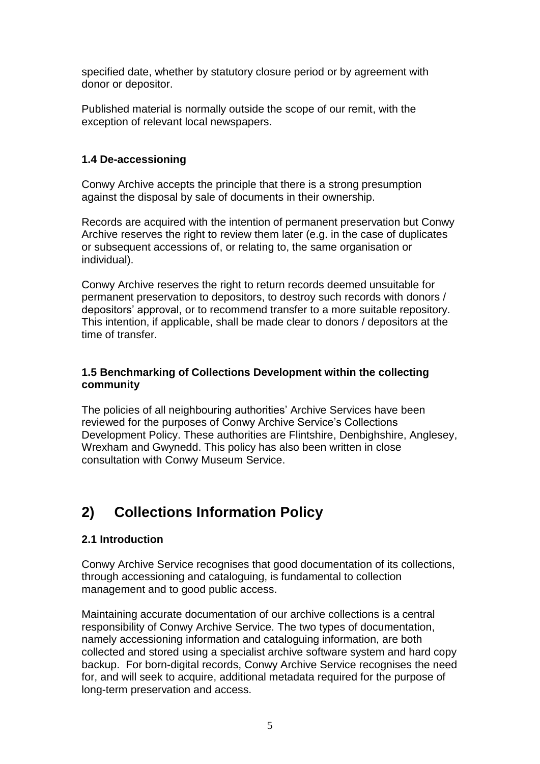specified date, whether by statutory closure period or by agreement with donor or depositor.

Published material is normally outside the scope of our remit, with the exception of relevant local newspapers.

### 1.4 De-accessioning

Conwy Archive accepts the principle that there is a strong presumption against the disposal by sale of documents in their ownership.

Records are acquired with the intention of permanent preservation but Conwy Archive reserves the right to review them later (e.g. in the case of duplicates or subsequent accessions of, or relating to, the same organisation or individual).

Conwy Archive reserves the right to return records deemed unsuitable for permanent preservation to depositors, to destroy such records with donors / depositors' approval, or to recommend transfer to a more suitable repository. This intention, if applicable, shall be made clear to donors / depositors at the time of transfer.

### 1.5 Benchmarking of Collections Development within the collecting community

The policies of all neighbouring authorities' Archive Services have been reviewed for the purposes of Conwy Archive Service's Collections Development Policy. These authorities are Flintshire, Denbighshire, Anglesey, Wrexham and Gwynedd. This policy has also been written in close consultation with Conwy Museum Service.

## 2) Collections Information Policy

### 2.1 Introduction

Conwy Archive Service recognises that good documentation of its collections, through accessioning and cataloguing, is fundamental to collection management and to good public access.

Maintaining accurate documentation of our archive collections is a central responsibility of Conwy Archive Service. The two types of documentation, namely accessioning information and cataloguing information, are both collected and stored using a specialist archive software system and hard copy backup. For born-digital records, Conwy Archive Service recognises the need for, and will seek to acquire, additional metadata required for the purpose of long-term preservation and access.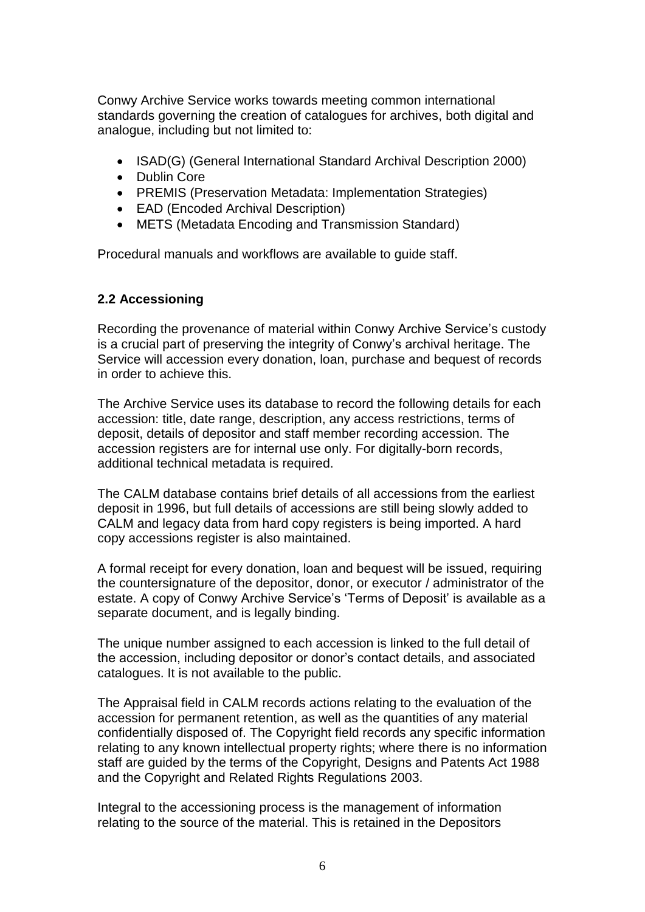Conwy Archive Service works towards meeting common international standards governing the creation of catalogues for archives, both digital and analogue, including but not limited to:

- ISAD(G) (General International Standard Archival Description 2000)
- Dublin Core
- PREMIS (Preservation Metadata: Implementation Strategies)
- EAD (Encoded Archival Description)
- METS (Metadata Encoding and Transmission Standard)

Procedural manuals and workflows are available to guide staff.

### 2.2 Accessioning

Recording the provenance of material within Conwy Archive Service's custody is a crucial part of preserving the integrity of Conwy's archival heritage. The Service will accession every donation, loan, purchase and bequest of records in order to achieve this.

The Archive Service uses its database to record the following details for each accession: title, date range, description, any access restrictions, terms of deposit, details of depositor and staff member recording accession. The accession registers are for internal use only. For digitally-born records, additional technical metadata is required.

The CALM database contains brief details of all accessions from the earliest deposit in 1996, but full details of accessions are still being slowly added to CALM and legacy data from hard copy registers is being imported. A hard copy accessions register is also maintained.

A formal receipt for every donation, loan and bequest will be issued, requiring the countersignature of the depositor, donor, or executor / administrator of the estate. A copy of Conwy Archive Service's 'Terms of Deposit' is available as a separate document, and is legally binding.

The unique number assigned to each accession is linked to the full detail of the accession, including depositor or donor's contact details, and associated catalogues. It is not available to the public.

The Appraisal field in CALM records actions relating to the evaluation of the accession for permanent retention, as well as the quantities of any material confidentially disposed of. The Copyright field records any specific information relating to any known intellectual property rights; where there is no information staff are guided by the terms of the Copyright, Designs and Patents Act 1988 and the Copyright and Related Rights Regulations 2003.

Integral to the accessioning process is the management of information relating to the source of the material. This is retained in the Depositors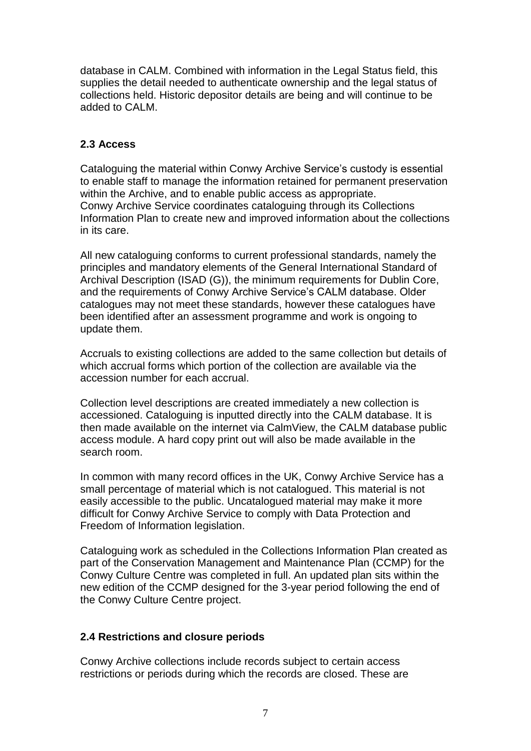database in CALM. Combined with information in the Legal Status field, this supplies the detail needed to authenticate ownership and the legal status of collections held. Historic depositor details are being and will continue to be added to CALM.

### 2.3 Access

Cataloguing the material within Conwy Archive Service's custody is essential to enable staff to manage the information retained for permanent preservation within the Archive, and to enable public access as appropriate.
Conwy Archive Service coordinates cataloguing through its Collections Information Plan to create new and improved information about the collections in its care.

All new cataloguing conforms to current professional standards, namely the principles and mandatory elements of the General International Standard of Archival Description (ISAD (G)), the minimum requirements for Dublin Core, and the requirements of Conwy Archive Service's CALM database. Older catalogues may not meet these standards, however these catalogues have been identified after an assessment programme and work is ongoing to update them.

Accruals to existing collections are added to the same collection but details of which accrual forms which portion of the collection are available via the accession number for each accrual.

Collection level descriptions are created immediately a new collection is accessioned. Cataloguing is inputted directly into the CALM database. It is then made available on the internet via CalmView, the CALM database public access module. A hard copy print out will also be made available in the search room.

In common with many record offices in the UK, Conwy Archive Service has a small percentage of material which is not catalogued. This material is not easily accessible to the public. Uncatalogued material may make it more difficult for Conwy Archive Service to comply with Data Protection and Freedom of Information legislation.

Cataloguing work as scheduled in the Collections Information Plan created as part of the Conservation Management and Maintenance Plan (CCMP) for the Conwy Culture Centre was completed in full. An updated plan sits within the new edition of the CCMP designed for the 3-year period following the end of the Conwy Culture Centre project.

### 2.4 Restrictions and closure periods

Conwy Archive collections include records subject to certain access restrictions or periods during which the records are closed. These are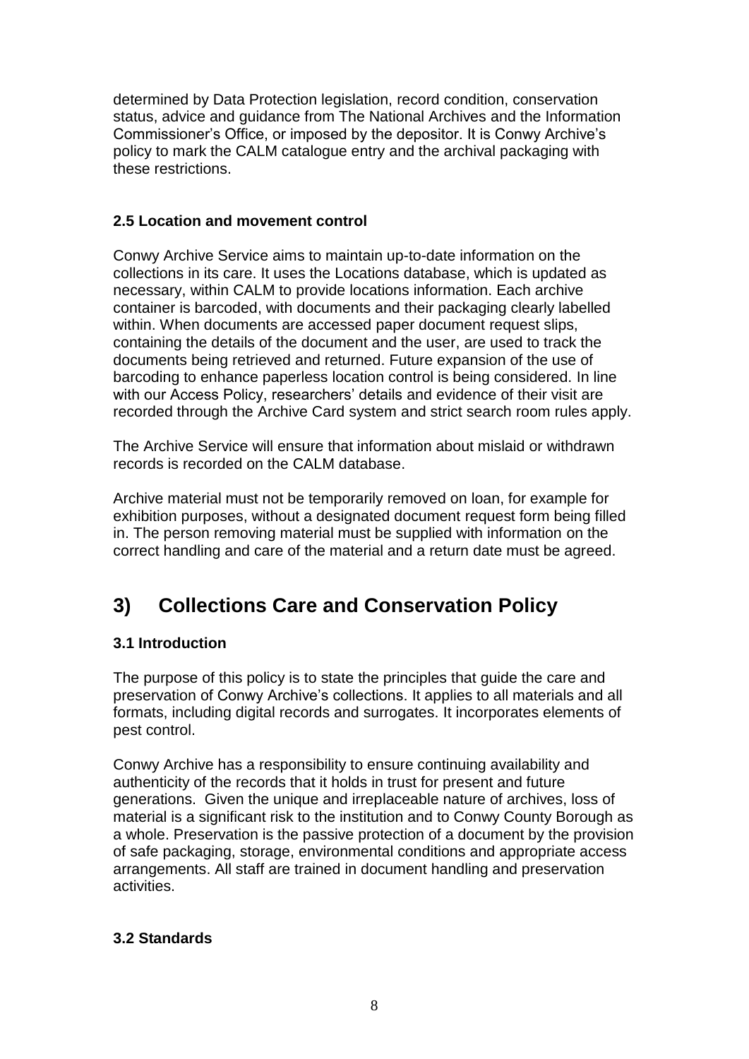determined by Data Protection legislation, record condition, conservation status, advice and guidance from The National Archives and the Information Commissioner's Office, or imposed by the depositor. It is Conwy Archive's policy to mark the CALM catalogue entry and the archival packaging with these restrictions.

### 2.5 Location and movement control

Conwy Archive Service aims to maintain up-to-date information on the collections in its care. It uses the Locations database, which is updated as necessary, within CALM to provide locations information. Each archive container is barcoded, with documents and their packaging clearly labelled within. When documents are accessed paper document request slips, containing the details of the document and the user, are used to track the documents being retrieved and returned. Future expansion of the use of barcoding to enhance paperless location control is being considered. In line with our Access Policy, researchers' details and evidence of their visit are recorded through the Archive Card system and strict search room rules apply.

The Archive Service will ensure that information about mislaid or withdrawn records is recorded on the CALM database.

Archive material must not be temporarily removed on loan, for example for exhibition purposes, without a designated document request form being filled in. The person removing material must be supplied with information on the correct handling and care of the material and a return date must be agreed.

## 3) Collections Care and Conservation Policy

### 3.1 Introduction

The purpose of this policy is to state the principles that guide the care and preservation of Conwy Archive's collections. It applies to all materials and all formats, including digital records and surrogates. It incorporates elements of pest control.

Conwy Archive has a responsibility to ensure continuing availability and authenticity of the records that it holds in trust for present and future generations. Given the unique and irreplaceable nature of archives, loss of material is a significant risk to the institution and to Conwy County Borough as a whole. Preservation is the passive protection of a document by the provision of safe packaging, storage, environmental conditions and appropriate access arrangements. All staff are trained in document handling and preservation activities.

### 3.2 Standards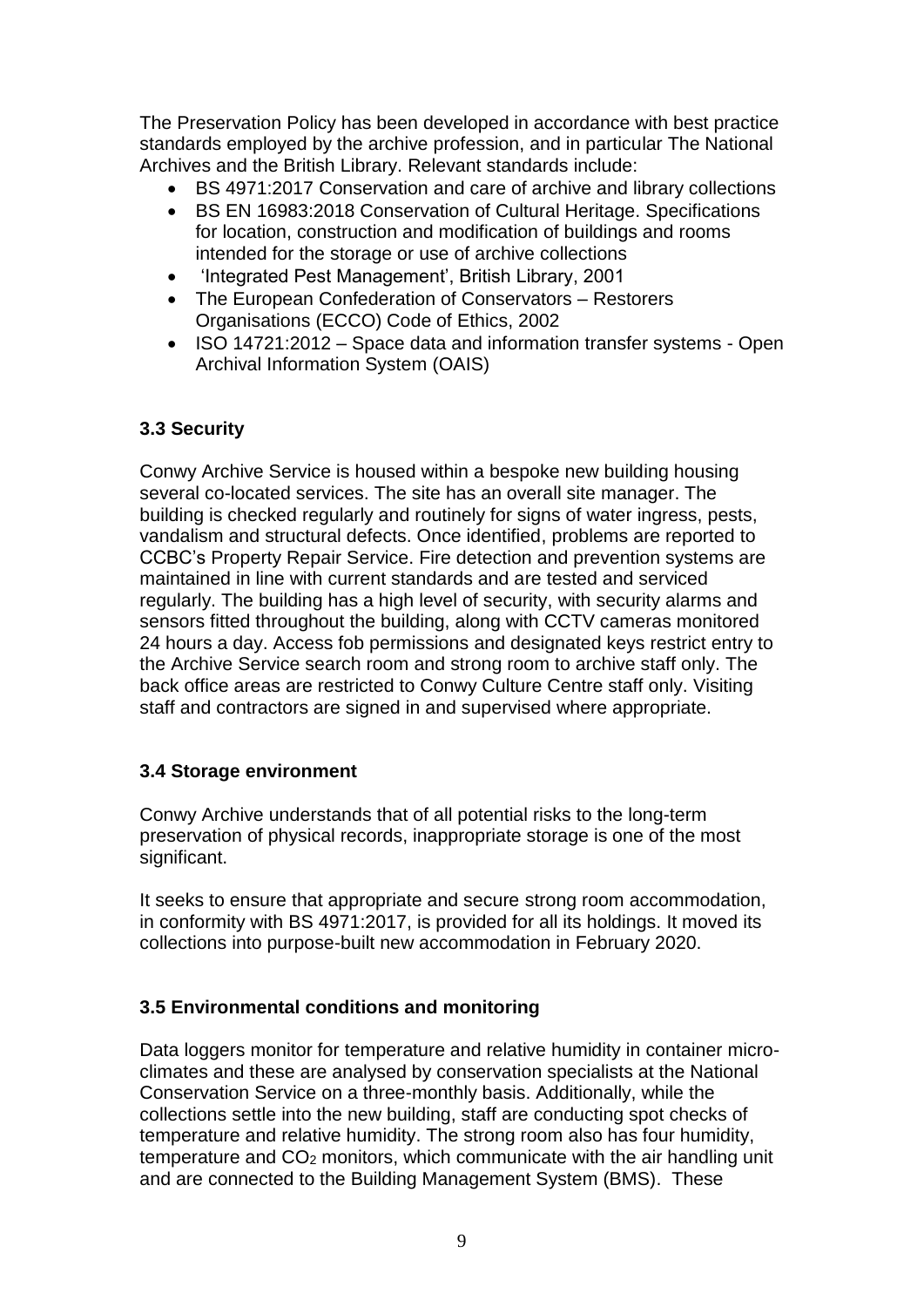The Preservation Policy has been developed in accordance with best practice standards employed by the archive profession, and in particular The National Archives and the British Library. Relevant standards include:

- BS 4971:2017 Conservation and care of archive and library collections
- BS EN 16983:2018 Conservation of Cultural Heritage. Specifications for location, construction and modification of buildings and rooms intended for the storage or use of archive collections
- 'Integrated Pest Management', British Library, 2001
- The European Confederation of Conservators – Restorers Organisations (ECCO) Code of Ethics, 2002
- ISO 14721:2012 – Space data and information transfer systems - Open Archival Information System (OAIS)

### 3.3 Security

Conwy Archive Service is housed within a bespoke new building housing several co-located services. The site has an overall site manager. The building is checked regularly and routinely for signs of water ingress, pests, vandalism and structural defects. Once identified, problems are reported to CCBC's Property Repair Service. Fire detection and prevention systems are maintained in line with current standards and are tested and serviced regularly. The building has a high level of security, with security alarms and sensors fitted throughout the building, along with CCTV cameras monitored 24 hours a day. Access fob permissions and designated keys restrict entry to the Archive Service search room and strong room to archive staff only. The back office areas are restricted to Conwy Culture Centre staff only. Visiting staff and contractors are signed in and supervised where appropriate.

### 3.4 Storage environment

Conwy Archive understands that of all potential risks to the long-term preservation of physical records, inappropriate storage is one of the most significant.

It seeks to ensure that appropriate and secure strong room accommodation, in conformity with BS 4971:2017, is provided for all its holdings. It moved its collections into purpose-built new accommodation in February 2020.

### 3.5 Environmental conditions and monitoring

Data loggers monitor for temperature and relative humidity in container micro-climates and these are analysed by conservation specialists at the National Conservation Service on a three-monthly basis. Additionally, while the collections settle into the new building, staff are conducting spot checks of temperature and relative humidity. The strong room also has four humidity, temperature and $CO_2$ monitors, which communicate with the air handling unit and are connected to the Building Management System (BMS). These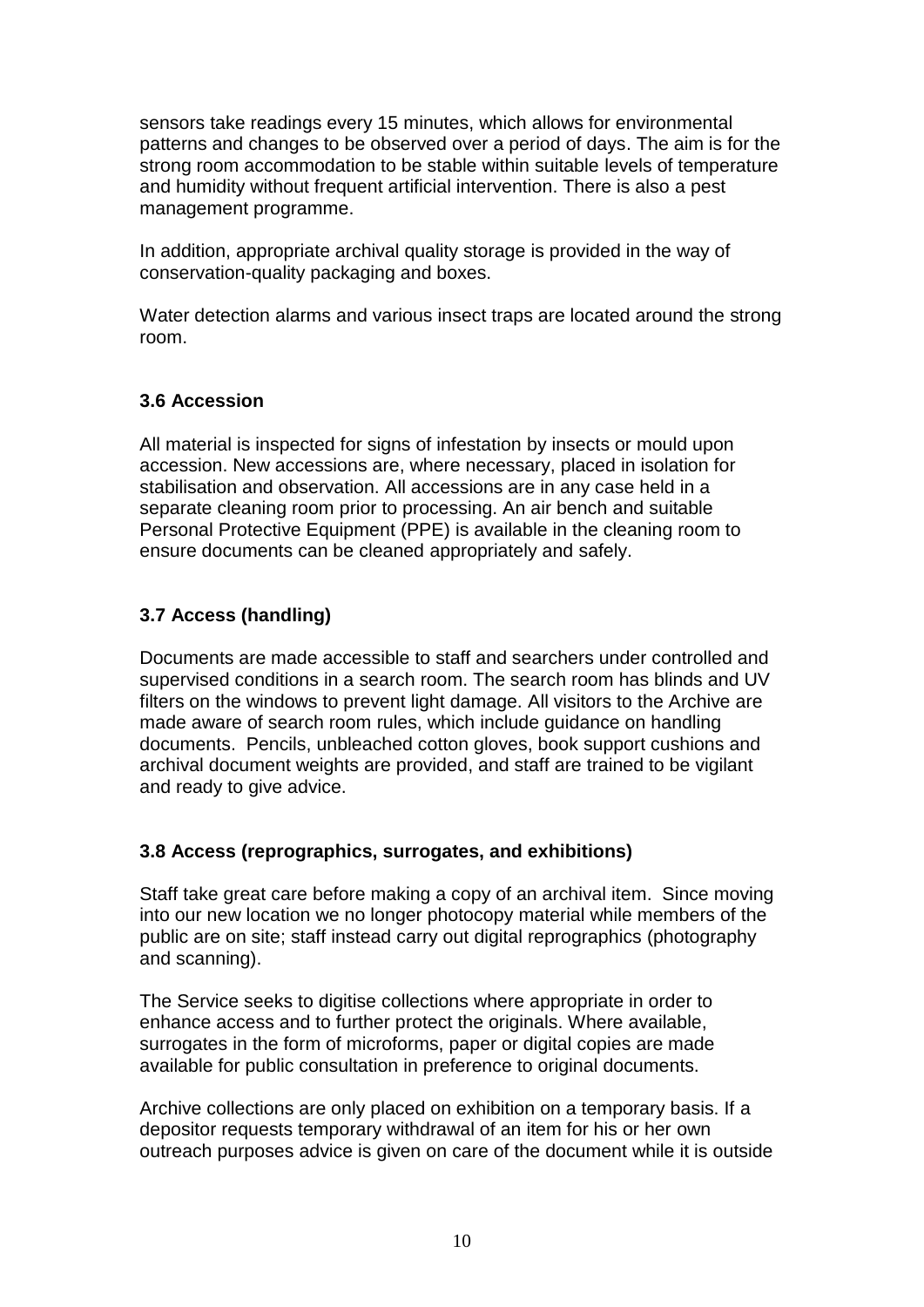sensors take readings every 15 minutes, which allows for environmental patterns and changes to be observed over a period of days. The aim is for the strong room accommodation to be stable within suitable levels of temperature and humidity without frequent artificial intervention. There is also a pest management programme.

In addition, appropriate archival quality storage is provided in the way of conservation-quality packaging and boxes.

Water detection alarms and various insect traps are located around the strong room.

### 3.6 Accession

All material is inspected for signs of infestation by insects or mould upon accession. New accessions are, where necessary, placed in isolation for stabilisation and observation. All accessions are in any case held in a separate cleaning room prior to processing. An air bench and suitable Personal Protective Equipment (PPE) is available in the cleaning room to ensure documents can be cleaned appropriately and safely.

### 3.7 Access (handling)

Documents are made accessible to staff and searchers under controlled and supervised conditions in a search room. The search room has blinds and UV filters on the windows to prevent light damage. All visitors to the Archive are made aware of search room rules, which include guidance on handling documents. Pencils, unbleached cotton gloves, book support cushions and archival document weights are provided, and staff are trained to be vigilant and ready to give advice.

### 3.8 Access (reprographics, surrogates, and exhibitions)

Staff take great care before making a copy of an archival item. Since moving into our new location we no longer photocopy material while members of the public are on site; staff instead carry out digital reprographics (photography and scanning).

The Service seeks to digitise collections where appropriate in order to enhance access and to further protect the originals. Where available, surrogates in the form of microforms, paper or digital copies are made available for public consultation in preference to original documents.

Archive collections are only placed on exhibition on a temporary basis. If a depositor requests temporary withdrawal of an item for his or her own outreach purposes advice is given on care of the document while it is outside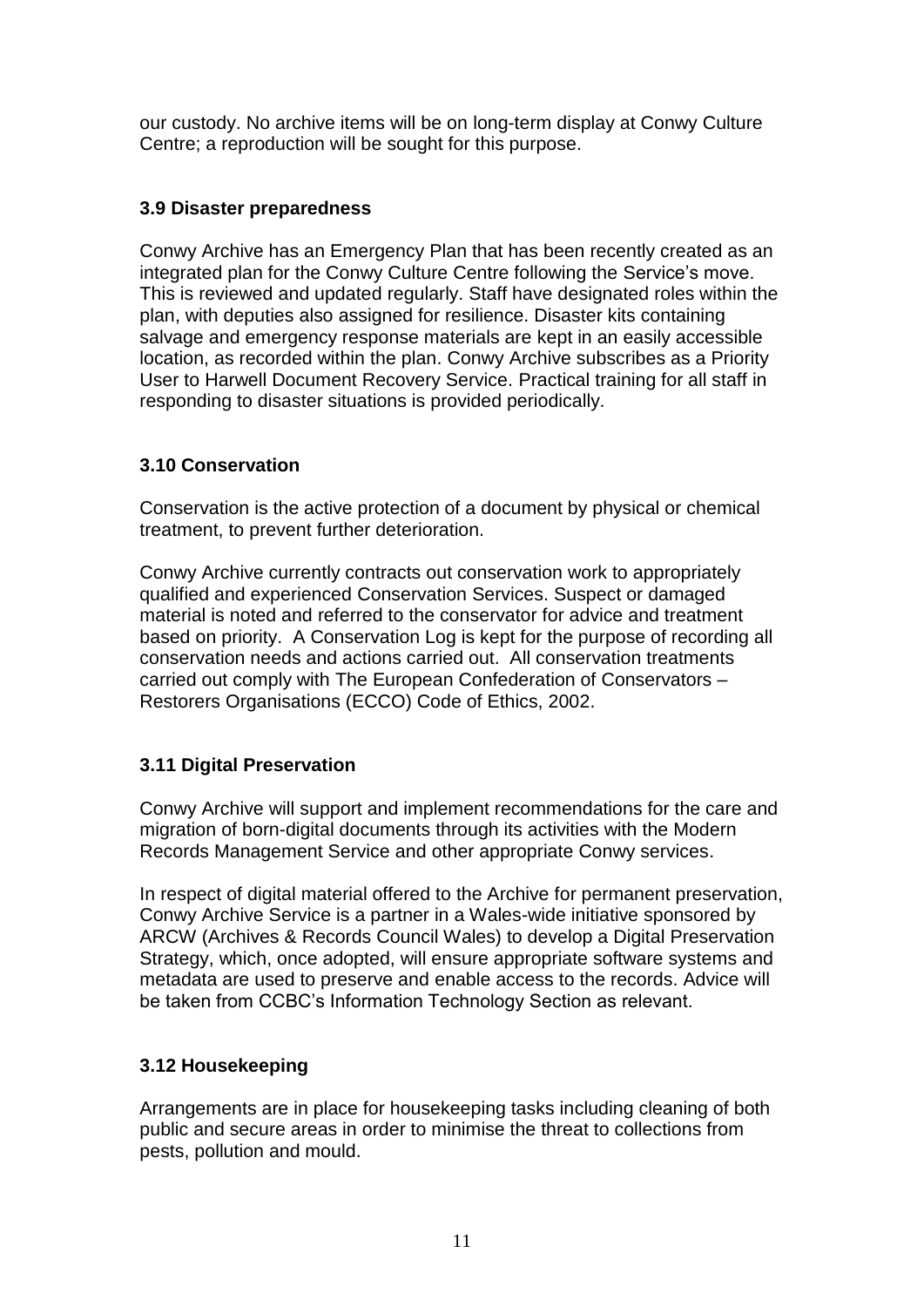our custody. No archive items will be on long-term display at Conwy Culture Centre; a reproduction will be sought for this purpose.

### 3.9 Disaster preparedness

Conwy Archive has an Emergency Plan that has been recently created as an integrated plan for the Conwy Culture Centre following the Service's move. This is reviewed and updated regularly. Staff have designated roles within the plan, with deputies also assigned for resilience. Disaster kits containing salvage and emergency response materials are kept in an easily accessible location, as recorded within the plan. Conwy Archive subscribes as a Priority User to Harwell Document Recovery Service. Practical training for all staff in responding to disaster situations is provided periodically.

### 3.10 Conservation

Conservation is the active protection of a document by physical or chemical treatment, to prevent further deterioration.

Conwy Archive currently contracts out conservation work to appropriately qualified and experienced Conservation Services. Suspect or damaged material is noted and referred to the conservator for advice and treatment based on priority. A Conservation Log is kept for the purpose of recording all conservation needs and actions carried out. All conservation treatments carried out comply with The European Confederation of Conservators – Restorers Organisations (ECCO) Code of Ethics, 2002.

### 3.11 Digital Preservation

Conwy Archive will support and implement recommendations for the care and migration of born-digital documents through its activities with the Modern Records Management Service and other appropriate Conwy services.

In respect of digital material offered to the Archive for permanent preservation, Conwy Archive Service is a partner in a Wales-wide initiative sponsored by ARCW (Archives & Records Council Wales) to develop a Digital Preservation Strategy, which, once adopted, will ensure appropriate software systems and metadata are used to preserve and enable access to the records. Advice will be taken from CCBC's Information Technology Section as relevant.

### 3.12 Housekeeping

Arrangements are in place for housekeeping tasks including cleaning of both public and secure areas in order to minimise the threat to collections from pests, pollution and mould.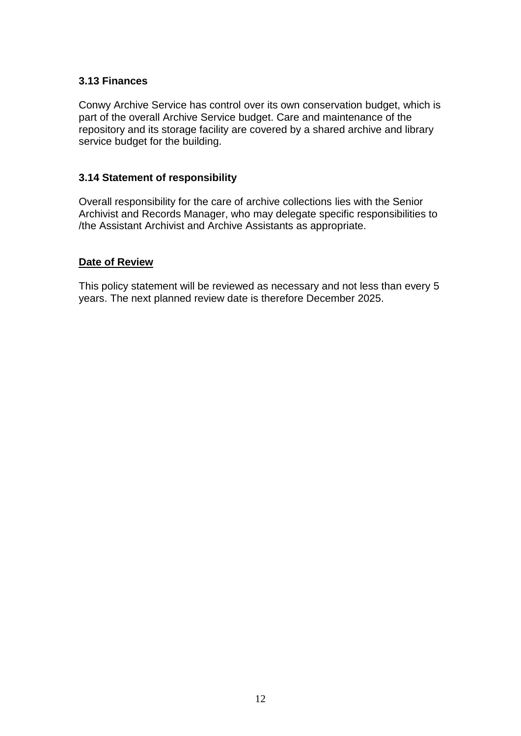### 3.13 Finances

Conwy Archive Service has control over its own conservation budget, which is part of the overall Archive Service budget. Care and maintenance of the repository and its storage facility are covered by a shared archive and library service budget for the building.

### 3.14 Statement of responsibility

Overall responsibility for the care of archive collections lies with the Senior Archivist and Records Manager, who may delegate specific responsibilities to /the Assistant Archivist and Archive Assistants as appropriate.

### Date of Review

This policy statement will be reviewed as necessary and not less than every 5 years. The next planned review date is therefore December 2025.